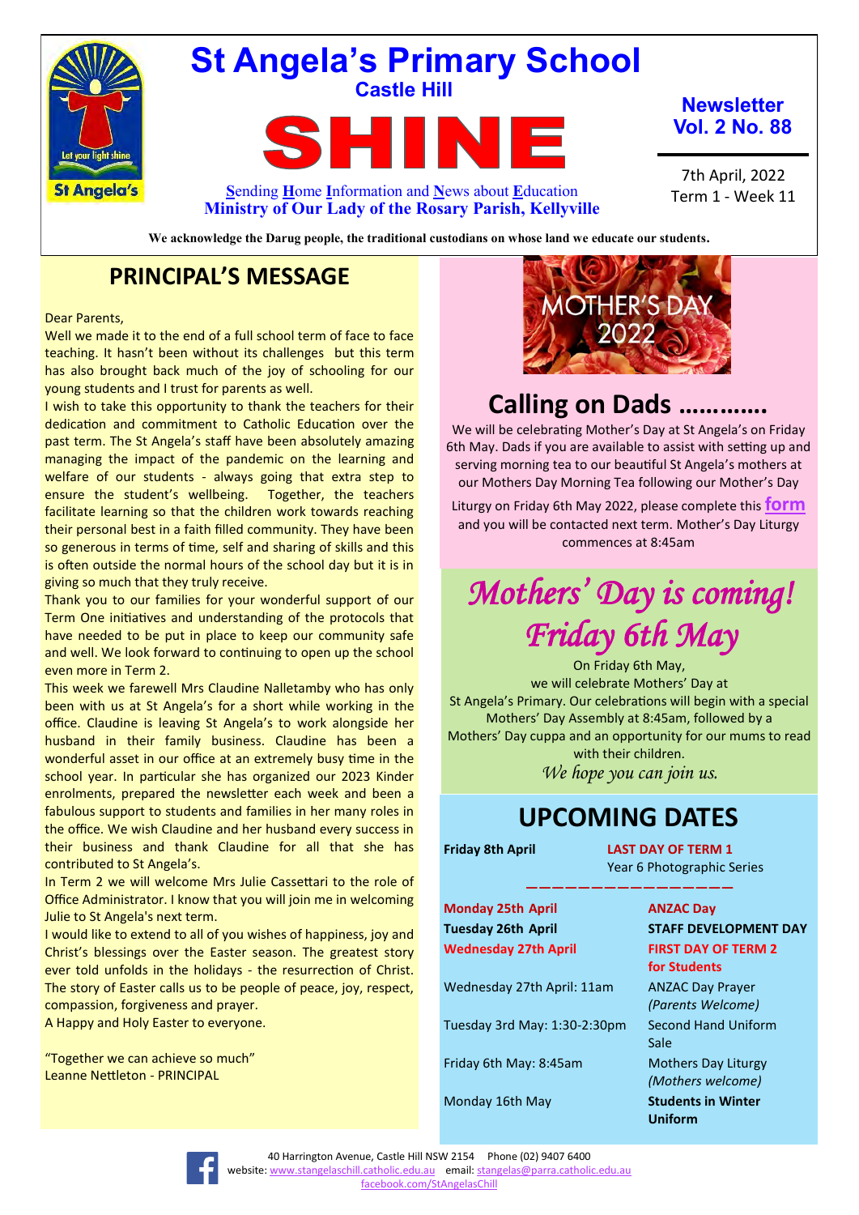# St Angela's Primary School

**Castle Hill**

# SHINE

**S**ending **H**ome **I**nformation and **N**ews about **E**ducation

**Ministry of Our Lady of the Rosary Parish, Kellyville**

**Newsletter Vol. 2 No. 88**

7th April, 2022
Term 1 - Week 11

**We acknowledge the Darug people, the traditional custodians on whose land we educate our students.**

## PRINCIPAL'S MESSAGE

Dear Parents,

Well we made it to the end of a full school term of face to face teaching. It hasn't been without its challenges but this term has also brought back much of the joy of schooling for our young students and I trust for parents as well.

I wish to take this opportunity to thank the teachers for their dedication and commitment to Catholic Education over the past term. The St Angela's staff have been absolutely amazing managing the impact of the pandemic on the learning and welfare of our students - always going that extra step to ensure the student's wellbeing. Together, the teachers facilitate learning so that the children work towards reaching their personal best in a faith filled community. They have been so generous in terms of time, self and sharing of skills and this is often outside the normal hours of the school day but it is in giving so much that they truly receive.

Thank you to our families for your wonderful support of our Term One initiatives and understanding of the protocols that have needed to be put in place to keep our community safe and well. We look forward to continuing to open up the school even more in Term 2.

This week we farewell Mrs Claudine Nalletamby who has only been with us at St Angela's for a short while working in the office. Claudine is leaving St Angela's to work alongside her husband in their family business. Claudine has been a wonderful asset in our office at an extremely busy time in the school year. In particular she has organized our 2023 Kinder enrolments, prepared the newsletter each week and been a fabulous support to students and families in her many roles in the office. We wish Claudine and her husband every success in their business and thank Claudine for all that she has contributed to St Angela's.

In Term 2 we will welcome Mrs Julie Cassettari to the role of Office Administrator. I know that you will join me in welcoming Julie to St Angela's next term.

I would like to extend to all of you wishes of happiness, joy and Christ's blessings over the Easter season. The greatest story ever told unfolds in the holidays - the resurrection of Christ. The story of Easter calls us to be people of peace, joy, respect, compassion, forgiveness and prayer.

A Happy and Holy Easter to everyone.

"Together we can achieve so much"
Leanne Nettleton - PRINCIPAL

MOTHER'S DAY 2022

## Calling on Dads …………

We will be celebrating Mother's Day at St Angela's on Friday 6th May. Dads if you are available to assist with setting up and serving morning tea to our beautiful St Angela's mothers at our Mothers Day Morning Tea following our Mother's Day Liturgy on Friday 6th May 2022, please complete this **form** and you will be contacted next term. Mother's Day Liturgy commences at 8:45am

## *Mothers' Day is coming! Friday 6th May*

On Friday 6th May,
we will celebrate Mothers' Day at
St Angela's Primary. Our celebrations will begin with a special Mothers' Day Assembly at 8:45am, followed by a Mothers' Day cuppa and an opportunity for our mums to read with their children.

*We hope you can join us.*

## UPCOMING DATES

| Date | Event |
|---|---|
| **Friday 8th April** | **LAST DAY OF TERM 1**<br>Year 6 Photographic Series |
| **Monday 25th April** | **ANZAC Day** |
| **Tuesday 26th April** | **STAFF DEVELOPMENT DAY** |
| **Wednesday 27th April** | **FIRST DAY OF TERM 2 for Students** |
| Wednesday 27th April: 11am | ANZAC Day Prayer *(Parents Welcome)* |
| Tuesday 3rd May: 1:30-2:30pm | Second Hand Uniform Sale |
| Friday 6th May: 8:45am | Mothers Day Liturgy *(Mothers welcome)* |
| Monday 16th May | **Students in Winter Uniform** |

40 Harrington Avenue, Castle Hill NSW 2154 Phone (02) 9407 6400
website: www.stangelaschill.catholic.edu.au email: stangelas@parra.catholic.edu.au
facebook.com/StAngelasChill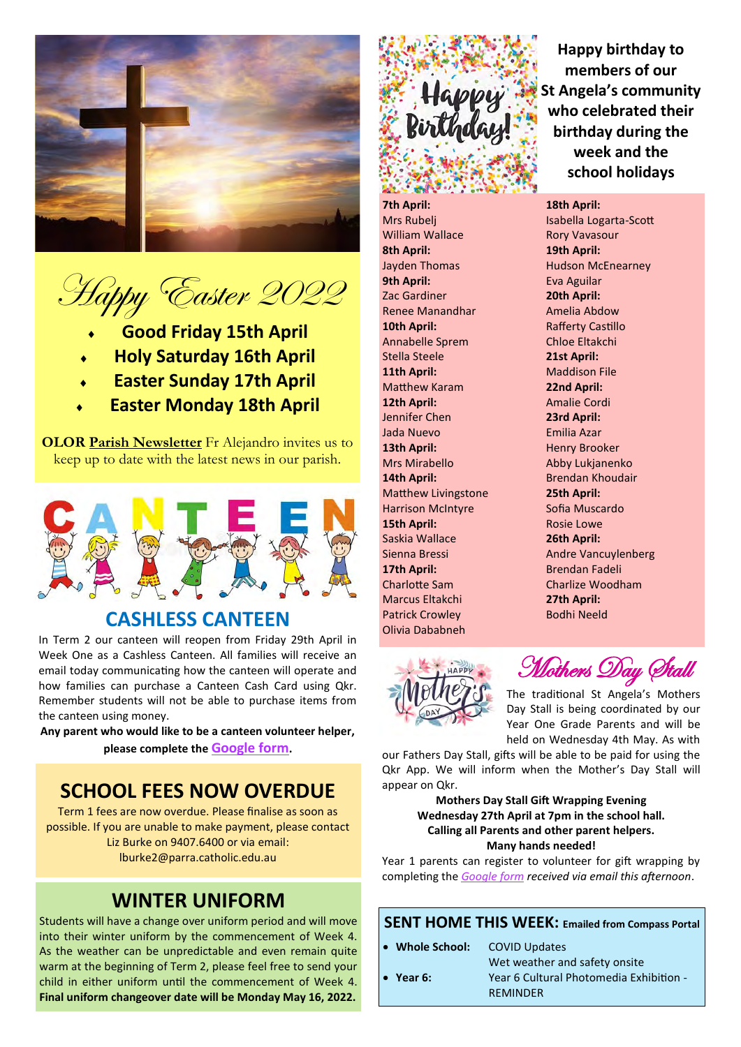# Happy Easter 2022

- **Good Friday 15th April**
- **Holy Saturday 16th April**
- **Easter Sunday 17th April**
- **Easter Monday 18th April**

**OLOR Parish Newsletter** Fr Alejandro invites us to keep up to date with the latest news in our parish.

## CASHLESS CANTEEN

In Term 2 our canteen will reopen from Friday 29th April in Week One as a Cashless Canteen. All families will receive an email today communicating how the canteen will operate and how families can purchase a Canteen Cash Card using Qkr. Remember students will not be able to purchase items from the canteen using money.

**Any parent who would like to be a canteen volunteer helper, please complete the Google form.**

## SCHOOL FEES NOW OVERDUE

Term 1 fees are now overdue. Please finalise as soon as possible. If you are unable to make payment, please contact Liz Burke on 9407.6400 or via email: lburke2@parra.catholic.edu.au

## WINTER UNIFORM

Students will have a change over uniform period and will move into their winter uniform by the commencement of Week 4. As the weather can be unpredictable and even remain quite warm at the beginning of Term 2, please feel free to send your child in either uniform until the commencement of Week 4. **Final uniform changeover date will be Monday May 16, 2022.**

**Happy birthday to members of our St Angela's community who celebrated their birthday during the week and the school holidays**

**7th April:**
Mrs Rubelj
William Wallace

**8th April:**
Jayden Thomas

**9th April:**
Zac Gardiner
Renee Manandhar

**10th April:**
Annabelle Sprem
Stella Steele

**11th April:**
Matthew Karam

**12th April:**
Jennifer Chen
Jada Nuevo

**13th April:**
Mrs Mirabello

**14th April:**
Matthew Livingstone
Harrison McIntyre

**15th April:**
Saskia Wallace
Sienna Bressi

**17th April:**
Charlotte Sam
Marcus Eltakchi
Patrick Crowley
Olivia Dababneh

**18th April:**
Isabella Logarta-Scott
Rory Vavasour

**19th April:**
Hudson McEnearney
Eva Aguilar

**20th April:**
Amelia Abdow
Rafferty Castillo
Chloe Eltakchi

**21st April:**
Maddison File

**22nd April:**
Amalie Cordi

**23rd April:**
Emilia Azar
Henry Brooker
Abby Lukjanenko
Brendan Khoudair

**25th April:**
Sofia Muscardo
Rosie Lowe

**26th April:**
Andre Vancuylenberg
Brendan Fadeli
Charlize Woodham

**27th April:**
Bodhi Neeld

## Mothers Day Stall

The traditional St Angela's Mothers Day Stall is being coordinated by our Year One Grade Parents and will be held on Wednesday 4th May. As with our Fathers Day Stall, gifts will be able to be paid for using the Qkr App. We will inform when the Mother's Day Stall will appear on Qkr.

**Mothers Day Stall Gift Wrapping Evening**
**Wednesday 27th April at 7pm in the school hall.**
**Calling all Parents and other parent helpers.**
**Many hands needed!**

Year 1 parents can register to volunteer for gift wrapping by completing the *Google form received via email this afternoon*.

## SENT HOME THIS WEEK: Emailed from Compass Portal

- **Whole School:** COVID Updates; Wet weather and safety onsite
- **Year 6:** Year 6 Cultural Photomedia Exhibition - REMINDER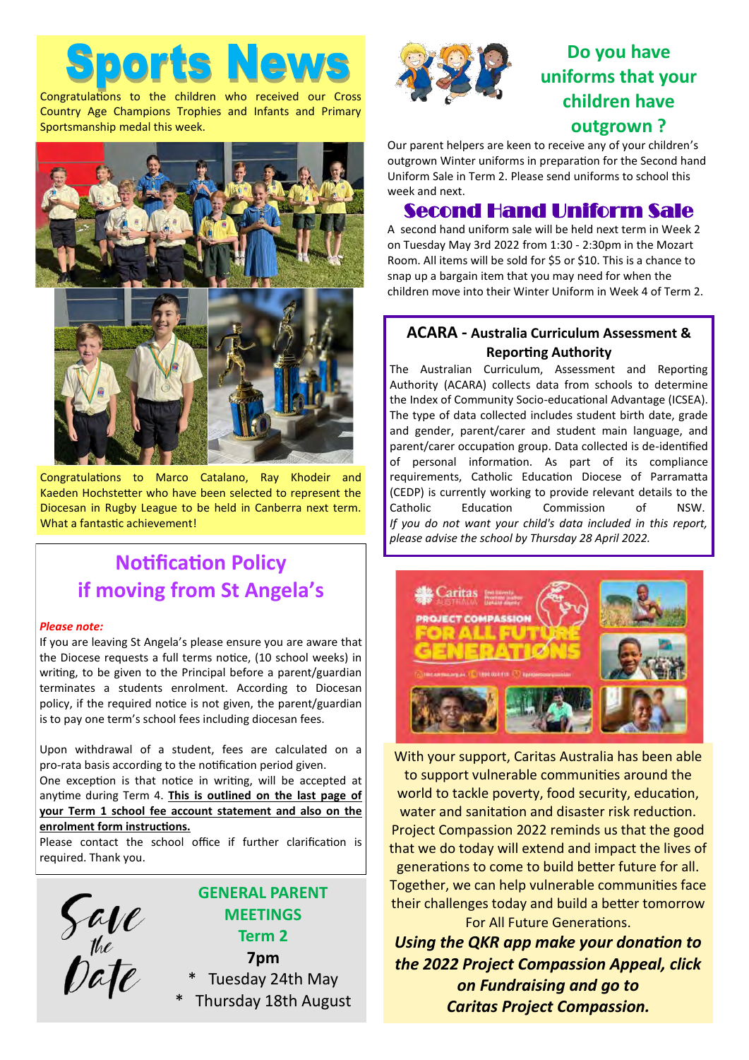# Sports News

Congratulations to the children who received our Cross Country Age Champions Trophies and Infants and Primary Sportsmanship medal this week.

Congratulations to Marco Catalano, Ray Khodeir and Kaeden Hochstetter who have been selected to represent the Diocesan in Rugby League to be held in Canberra next term. What a fantastic achievement!

## Notification Policy if moving from St Angela's

***Please note:***

If you are leaving St Angela's please ensure you are aware that the Diocese requests a full terms notice, (10 school weeks) in writing, to be given to the Principal before a parent/guardian terminates a students enrolment. According to Diocesan policy, if the required notice is not given, the parent/guardian is to pay one term's school fees including diocesan fees.

Upon withdrawal of a student, fees are calculated on a pro-rata basis according to the notification period given.

One exception is that notice in writing, will be accepted at anytime during Term 4. **This is outlined on the last page of your Term 1 school fee account statement and also on the enrolment form instructions.**

Please contact the school office if further clarification is required. Thank you.

Save the Date

**GENERAL PARENT MEETINGS**
**Term 2**
**7pm**

* Tuesday 24th May
* Thursday 18th August

## Do you have uniforms that your children have outgrown ?

Our parent helpers are keen to receive any of your children's outgrown Winter uniforms in preparation for the Second hand Uniform Sale in Term 2. Please send uniforms to school this week and next.

## Second Hand Uniform Sale

A second hand uniform sale will be held next term in Week 2 on Tuesday May 3rd 2022 from 1:30 - 2:30pm in the Mozart Room. All items will be sold for $5 or $10. This is a chance to snap up a bargain item that you may need for when the children move into their Winter Uniform in Week 4 of Term 2.

## ACARA - Australia Curriculum Assessment & Reporting Authority

The Australian Curriculum, Assessment and Reporting Authority (ACARA) collects data from schools to determine the Index of Community Socio-educational Advantage (ICSEA). The type of data collected includes student birth date, grade and gender, parent/carer and student main language, and parent/carer occupation group. Data collected is de-identified of personal information. As part of its compliance requirements, Catholic Education Diocese of Parramatta (CEDP) is currently working to provide relevant details to the Catholic Education Commission of NSW. *If you do not want your child's data included in this report, please advise the school by Thursday 28 April 2022.*

With your support, Caritas Australia has been able to support vulnerable communities around the world to tackle poverty, food security, education, water and sanitation and disaster risk reduction. Project Compassion 2022 reminds us that the good that we do today will extend and impact the lives of generations to come to build better future for all. Together, we can help vulnerable communities face their challenges today and build a better tomorrow For All Future Generations.

***Using the QKR app make your donation to the 2022 Project Compassion Appeal, click on Fundraising and go to Caritas Project Compassion.***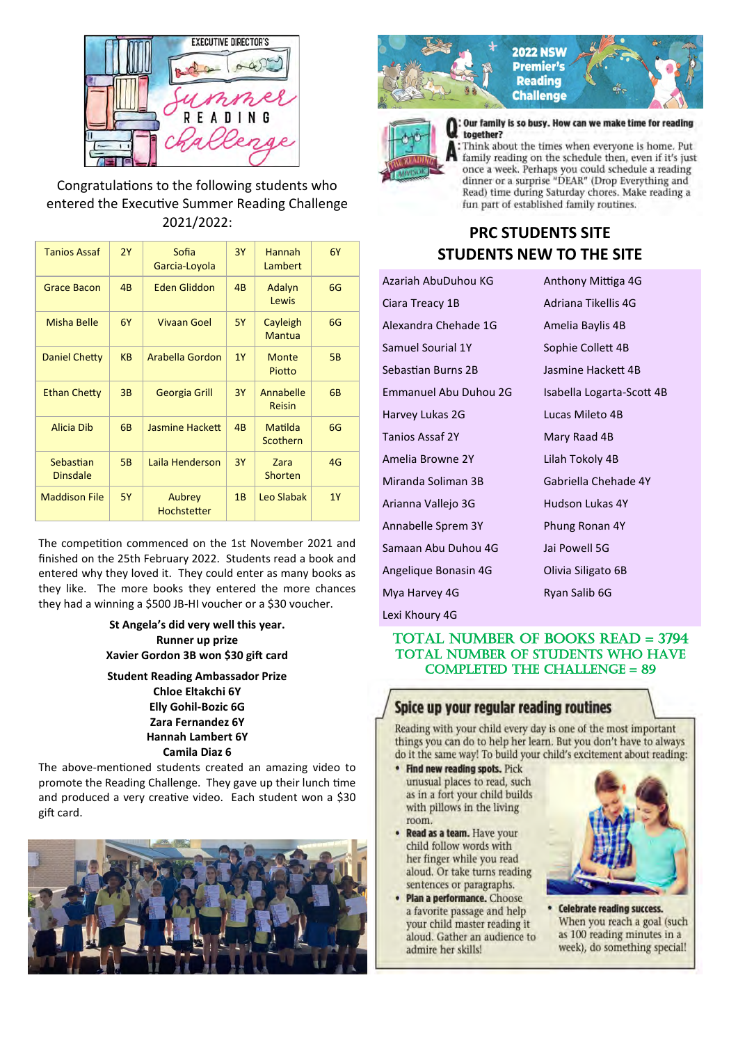EXECUTIVE DIRECTOR'S Summer READING Challenge

Congratulations to the following students who entered the Executive Summer Reading Challenge 2021/2022:

| | | | | | |
|---|---|---|---|---|---|
| Tanios Assaf | 2Y | Sofia Garcia-Loyola | 3Y | Hannah Lambert | 6Y |
| Grace Bacon | 4B | Eden Gliddon | 4B | Adalyn Lewis | 6G |
| Misha Belle | 6Y | Vivaan Goel | 5Y | Cayleigh Mantua | 6G |
| Daniel Chetty | KB | Arabella Gordon | 1Y | Monte Piotto | 5B |
| Ethan Chetty | 3B | Georgia Grill | 3Y | Annabelle Reisin | 6B |
| Alicia Dib | 6B | Jasmine Hackett | 4B | Matilda Scothern | 6G |
| Sebastian Dinsdale | 5B | Laila Henderson | 3Y | Zara Shorten | 4G |
| Maddison File | 5Y | Aubrey Hochstetter | 1B | Leo Slabak | 1Y |

The competition commenced on the 1st November 2021 and finished on the 25th February 2022. Students read a book and entered why they loved it. They could enter as many books as they like. The more books they entered the more chances they had a winning a $500 JB-HI voucher or a $30 voucher.

**St Angela's did very well this year.**
**Runner up prize**
**Xavier Gordon 3B won $30 gift card**

**Student Reading Ambassador Prize**
**Chloe Eltakchi 6Y**
**Elly Gohil-Bozic 6G**
**Zara Fernandez 6Y**
**Hannah Lambert 6Y**
**Camila Diaz 6**

The above-mentioned students created an amazing video to promote the Reading Challenge. They gave up their lunch time and produced a very creative video. Each student won a $30 gift card.

2022 NSW Premier's Reading Challenge

**Q: Our family is so busy. How can we make time for reading together?**

**A:** Think about the times when everyone is home. Put family reading on the schedule then, even if it's just once a week. Perhaps you could schedule a reading dinner or a surprise "DEAR" (Drop Everything and Read) time during Saturday chores. Make reading a fun part of established family routines.

## PRC STUDENTS SITE
## STUDENTS NEW TO THE SITE

| | |
|---|---|
| Azariah AbuDuhou KG | Anthony Mittiga 4G |
| Ciara Treacy 1B | Adriana Tikellis 4G |
| Alexandra Chehade 1G | Amelia Baylis 4B |
| Samuel Sourial 1Y | Sophie Collett 4B |
| Sebastian Burns 2B | Jasmine Hackett 4B |
| Emmanuel Abu Duhou 2G | Isabella Logarta-Scott 4B |
| Harvey Lukas 2G | Lucas Mileto 4B |
| Tanios Assaf 2Y | Mary Raad 4B |
| Amelia Browne 2Y | Lilah Tokoly 4B |
| Miranda Soliman 3B | Gabriella Chehade 4Y |
| Arianna Vallejo 3G | Hudson Lukas 4Y |
| Annabelle Sprem 3Y | Phung Ronan 4Y |
| Samaan Abu Duhou 4G | Jai Powell 5G |
| Angelique Bonasin 4G | Olivia Siligato 6B |
| Mya Harvey 4G | Ryan Salib 6G |
| Lexi Khoury 4G | |

TOTAL NUMBER OF BOOKS READ = 3794
TOTAL NUMBER OF STUDENTS WHO HAVE COMPLETED THE CHALLENGE = 89

## Spice up your regular reading routines

Reading with your child every day is one of the most important things you can do to help her learn. But you don't have to always do it the same way! To build your child's excitement about reading:

- **Find new reading spots.** Pick unusual places to read, such as in a fort your child builds with pillows in the living room.
- **Read as a team.** Have your child follow words with her finger while you read aloud. Or take turns reading sentences or paragraphs.
- **Plan a performance.** Choose a favorite passage and help your child master reading it aloud. Gather an audience to admire her skills!
- **Celebrate reading success.** When you reach a goal (such as 100 reading minutes in a week), do something special!